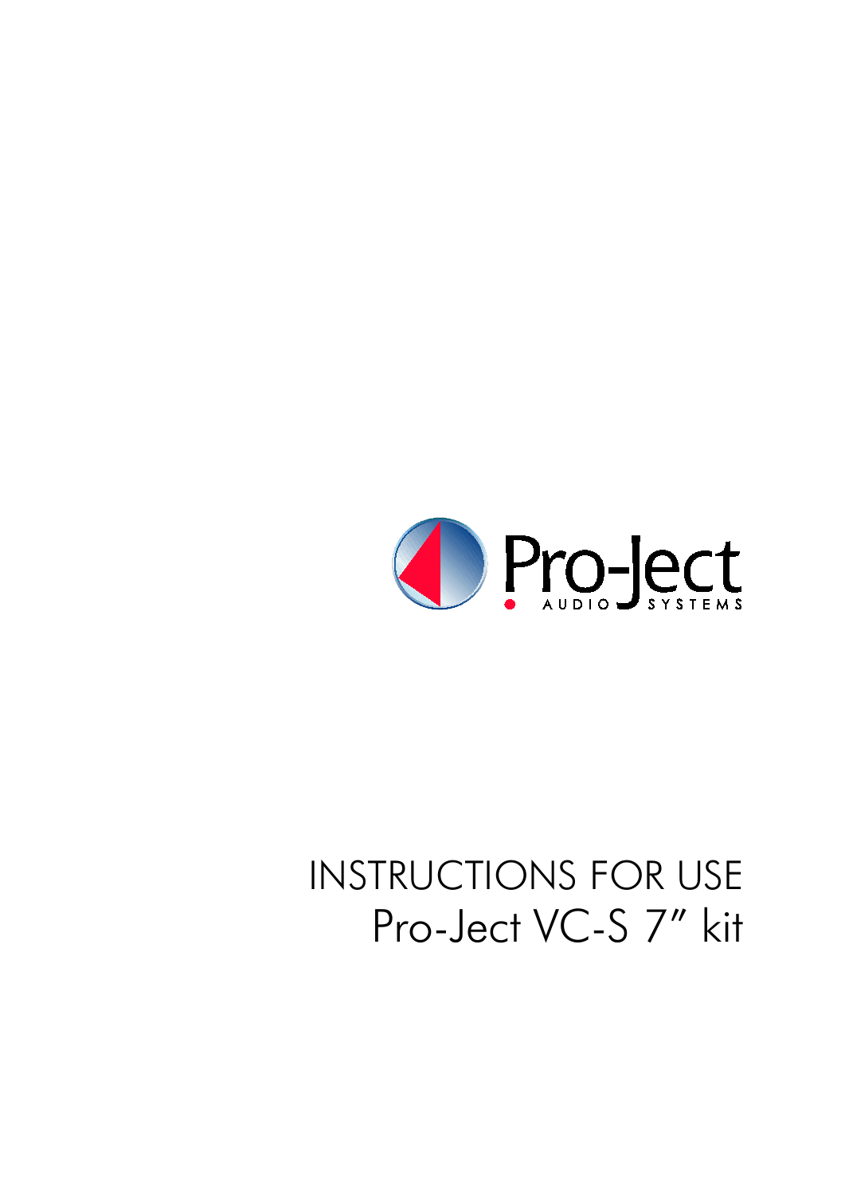# INSTRUCTIONS FOR USE

## Pro-Ject VC-S 7″ kit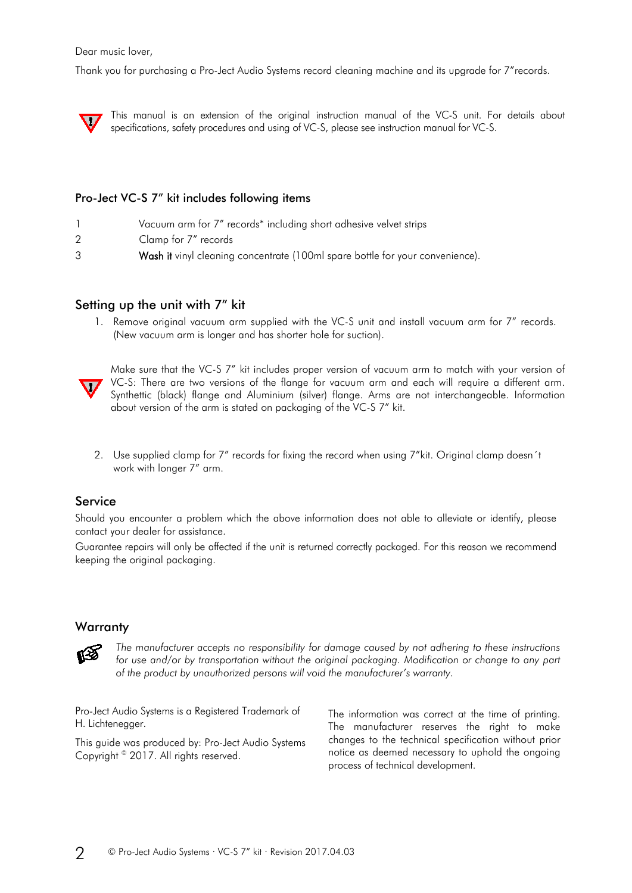Dear music lover,

Thank you for purchasing a Pro-Ject Audio Systems record cleaning machine and its upgrade for 7"records.

This manual is an extension of the original instruction manual of the VC-S unit. For details about specifications, safety procedures and using of VC-S, please see instruction manual for VC-S.

## Pro-Ject VC-S 7" kit includes following items

| | |
|---|---|
| 1 | Vacuum arm for 7" records* including short adhesive velvet strips |
| 2 | Clamp for 7" records |
| 3 | **Wash it** vinyl cleaning concentrate (100ml spare bottle for your convenience). |

## Setting up the unit with 7" kit

1. Remove original vacuum arm supplied with the VC-S unit and install vacuum arm for 7" records. (New vacuum arm is longer and has shorter hole for suction).

Make sure that the VC-S 7" kit includes proper version of vacuum arm to match with your version of VC-S: There are two versions of the flange for vacuum arm and each will require a different arm. Synthettic (black) flange and Aluminium (silver) flange. Arms are not interchangeable. Information about version of the arm is stated on packaging of the VC-S 7" kit.

2. Use supplied clamp for 7" records for fixing the record when using 7"kit. Original clamp doesn´t work with longer 7" arm.

## Service

Should you encounter a problem which the above information does not able to alleviate or identify, please contact your dealer for assistance.

Guarantee repairs will only be affected if the unit is returned correctly packaged. For this reason we recommend keeping the original packaging.

## Warranty

*The manufacturer accepts no responsibility for damage caused by not adhering to these instructions for use and/or by transportation without the original packaging. Modification or change to any part of the product by unauthorized persons will void the manufacturer's warranty.*

Pro-Ject Audio Systems is a Registered Trademark of H. Lichtenegger.

This guide was produced by: Pro-Ject Audio Systems Copyright © 2017. All rights reserved.

The information was correct at the time of printing. The manufacturer reserves the right to make changes to the technical specification without prior notice as deemed necessary to uphold the ongoing process of technical development.